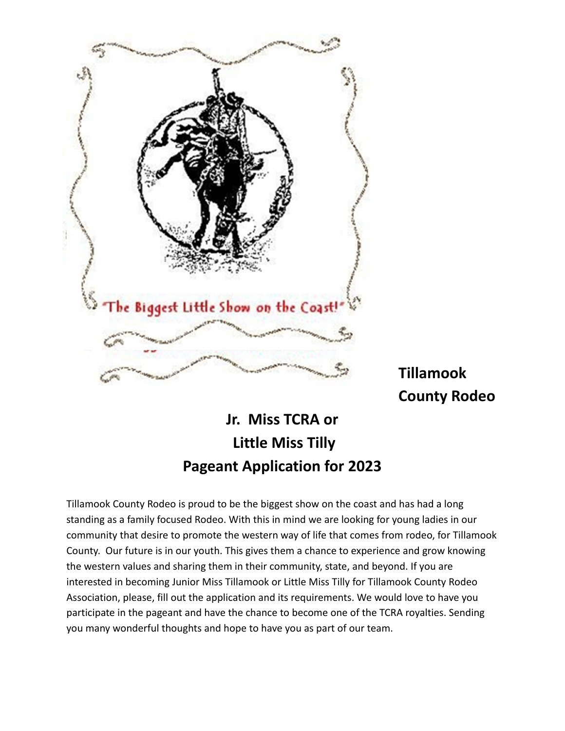"The Biggest Little Show on the Coast!"

**Tillamook County Rodeo**

# Jr. Miss TCRA or Little Miss Tilly Pageant Application for 2023

Tillamook County Rodeo is proud to be the biggest show on the coast and has had a long standing as a family focused Rodeo. With this in mind we are looking for young ladies in our community that desire to promote the western way of life that comes from rodeo, for Tillamook County. Our future is in our youth. This gives them a chance to experience and grow knowing the western values and sharing them in their community, state, and beyond. If you are interested in becoming Junior Miss Tillamook or Little Miss Tilly for Tillamook County Rodeo Association, please, fill out the application and its requirements. We would love to have you participate in the pageant and have the chance to become one of the TCRA royalties. Sending you many wonderful thoughts and hope to have you as part of our team.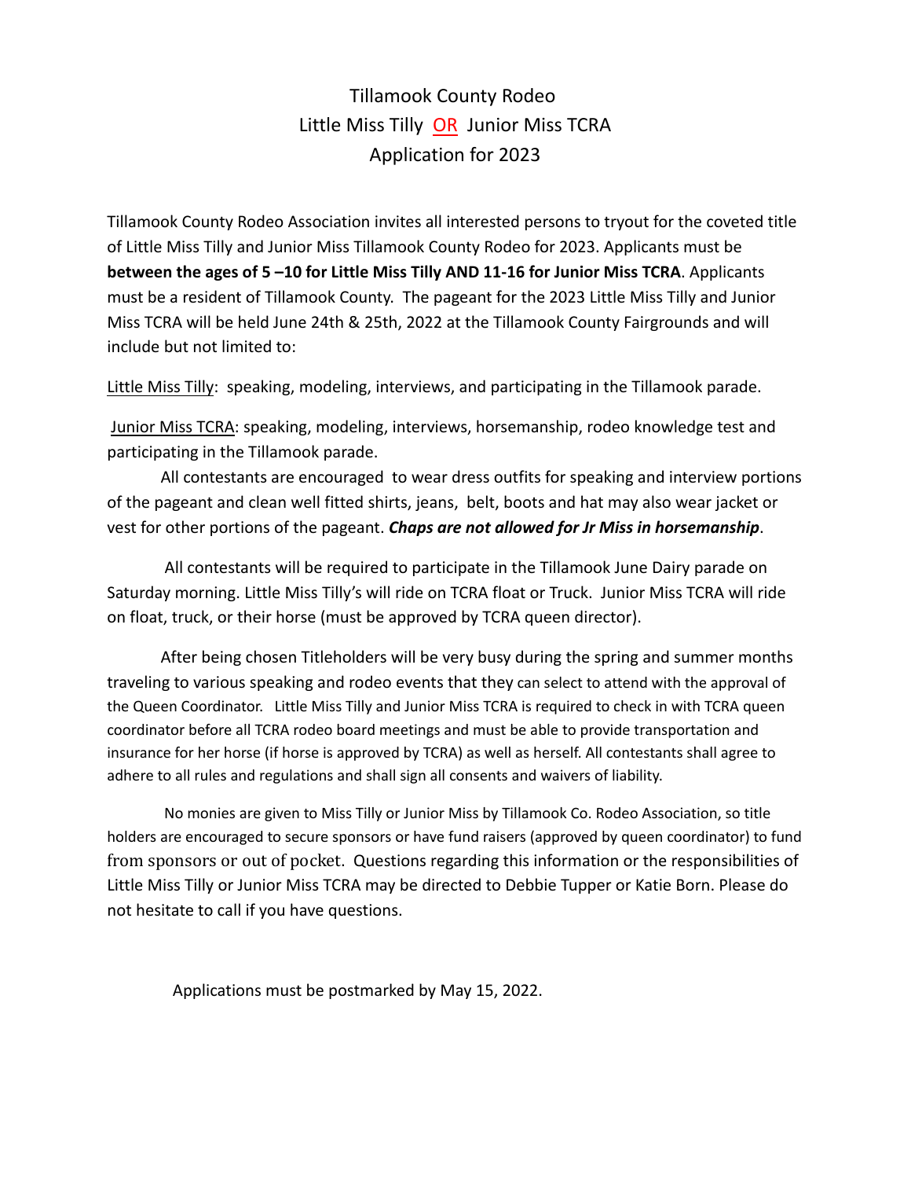# Tillamook County Rodeo
# Little Miss Tilly OR Junior Miss TCRA
# Application for 2023

Tillamook County Rodeo Association invites all interested persons to tryout for the coveted title of Little Miss Tilly and Junior Miss Tillamook County Rodeo for 2023. Applicants must be **between the ages of 5 –10 for Little Miss Tilly AND 11-16 for Junior Miss TCRA**. Applicants must be a resident of Tillamook County. The pageant for the 2023 Little Miss Tilly and Junior Miss TCRA will be held June 24th & 25th, 2022 at the Tillamook County Fairgrounds and will include but not limited to:

Little Miss Tilly: speaking, modeling, interviews, and participating in the Tillamook parade.

Junior Miss TCRA: speaking, modeling, interviews, horsemanship, rodeo knowledge test and participating in the Tillamook parade.

All contestants are encouraged to wear dress outfits for speaking and interview portions of the pageant and clean well fitted shirts, jeans, belt, boots and hat may also wear jacket or vest for other portions of the pageant. ***Chaps are not allowed for Jr Miss in horsemanship***.

All contestants will be required to participate in the Tillamook June Dairy parade on Saturday morning. Little Miss Tilly's will ride on TCRA float or Truck. Junior Miss TCRA will ride on float, truck, or their horse (must be approved by TCRA queen director).

After being chosen Titleholders will be very busy during the spring and summer months traveling to various speaking and rodeo events that they can select to attend with the approval of the Queen Coordinator. Little Miss Tilly and Junior Miss TCRA is required to check in with TCRA queen coordinator before all TCRA rodeo board meetings and must be able to provide transportation and insurance for her horse (if horse is approved by TCRA) as well as herself. All contestants shall agree to adhere to all rules and regulations and shall sign all consents and waivers of liability.

No monies are given to Miss Tilly or Junior Miss by Tillamook Co. Rodeo Association, so title holders are encouraged to secure sponsors or have fund raisers (approved by queen coordinator) to fund from sponsors or out of pocket. Questions regarding this information or the responsibilities of Little Miss Tilly or Junior Miss TCRA may be directed to Debbie Tupper or Katie Born. Please do not hesitate to call if you have questions.

Applications must be postmarked by May 15, 2022.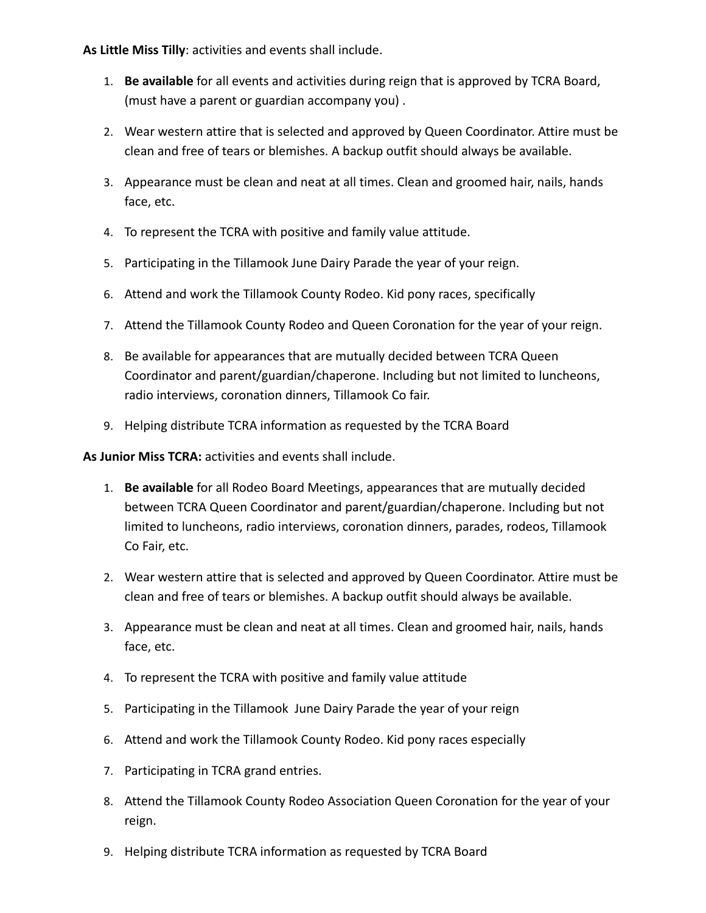**As Little Miss Tilly**: activities and events shall include.

1. **Be available** for all events and activities during reign that is approved by TCRA Board, (must have a parent or guardian accompany you) .
2. Wear western attire that is selected and approved by Queen Coordinator. Attire must be clean and free of tears or blemishes. A backup outfit should always be available.
3. Appearance must be clean and neat at all times. Clean and groomed hair, nails, hands face, etc.
4. To represent the TCRA with positive and family value attitude.
5. Participating in the Tillamook June Dairy Parade the year of your reign.
6. Attend and work the Tillamook County Rodeo. Kid pony races, specifically
7. Attend the Tillamook County Rodeo and Queen Coronation for the year of your reign.
8. Be available for appearances that are mutually decided between TCRA Queen Coordinator and parent/guardian/chaperone. Including but not limited to luncheons, radio interviews, coronation dinners, Tillamook Co fair.
9. Helping distribute TCRA information as requested by the TCRA Board

**As Junior Miss TCRA:** activities and events shall include.

1. **Be available** for all Rodeo Board Meetings, appearances that are mutually decided between TCRA Queen Coordinator and parent/guardian/chaperone. Including but not limited to luncheons, radio interviews, coronation dinners, parades, rodeos, Tillamook Co Fair, etc.
2. Wear western attire that is selected and approved by Queen Coordinator. Attire must be clean and free of tears or blemishes. A backup outfit should always be available.
3. Appearance must be clean and neat at all times. Clean and groomed hair, nails, hands face, etc.
4. To represent the TCRA with positive and family value attitude
5. Participating in the Tillamook June Dairy Parade the year of your reign
6. Attend and work the Tillamook County Rodeo. Kid pony races especially
7. Participating in TCRA grand entries.
8. Attend the Tillamook County Rodeo Association Queen Coronation for the year of your reign.
9. Helping distribute TCRA information as requested by TCRA Board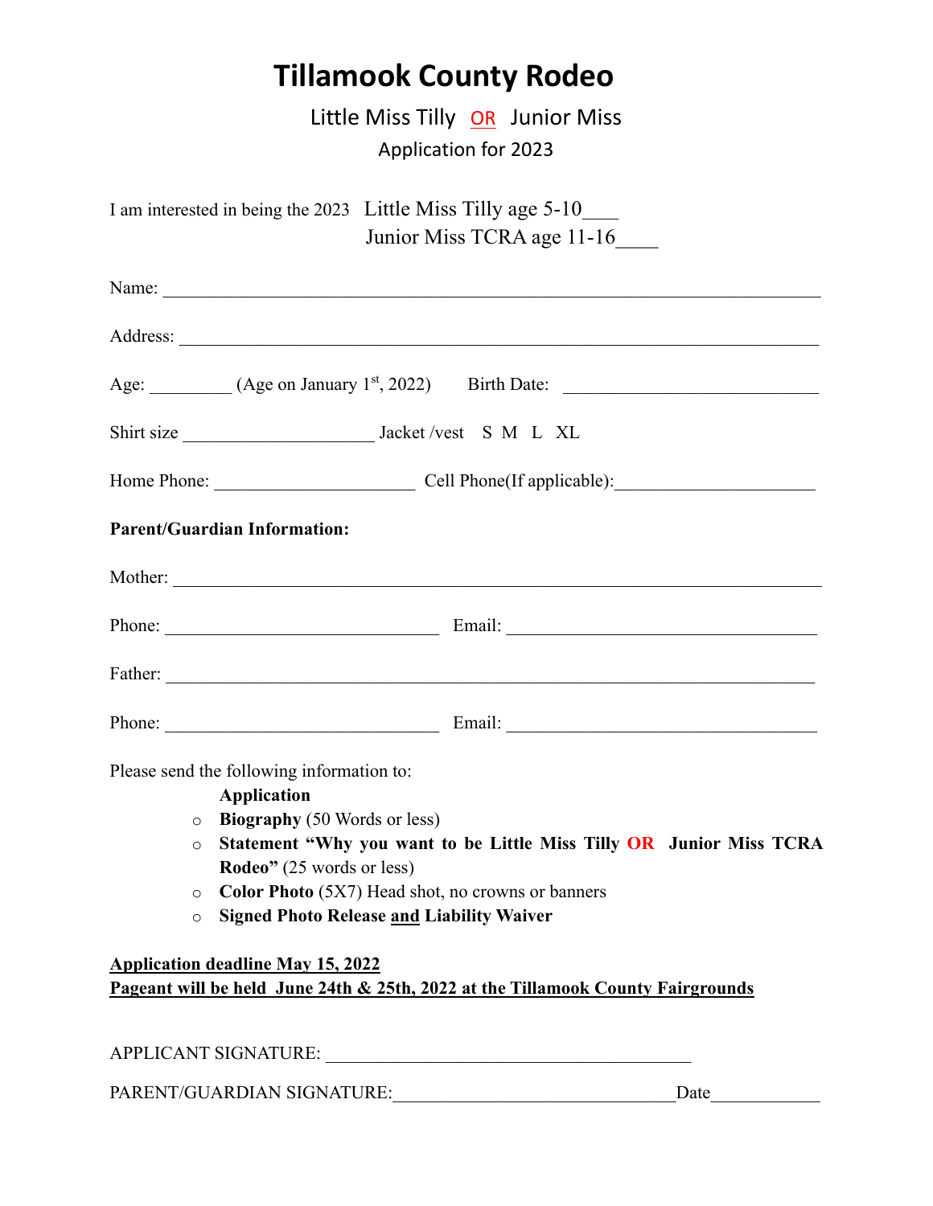# Tillamook County Rodeo

## Little Miss Tilly OR Junior Miss

### Application for 2023

I am interested in being the 2023 Little Miss Tilly age 5-10___
Junior Miss TCRA age 11-16____

Name: ______________________________________________________________________

Address: ____________________________________________________________________

Age: _________ (Age on January 1st, 2022) Birth Date: ___________________________

Shirt size _____________________ Jacket /vest S M L XL

Home Phone: _____________________ Cell Phone(If applicable):_____________________

**Parent/Guardian Information:**

Mother: _____________________________________________________________________

Phone: ______________________________ Email: ___________________________________

Father: _____________________________________________________________________

Phone: ______________________________ Email: ___________________________________

Please send the following information to:

**Application**

- **Biography** (50 Words or less)
- **Statement "Why you want to be Little Miss Tilly OR Junior Miss TCRA Rodeo"** (25 words or less)
- **Color Photo** (5X7) Head shot, no crowns or banners
- **Signed Photo Release and Liability Waiver**

**Application deadline May 15, 2022**
**Pageant will be held June 24th & 25th, 2022 at the Tillamook County Fairgrounds**

APPLICANT SIGNATURE: _________________________________________

PARENT/GUARDIAN SIGNATURE:______________________________Date____________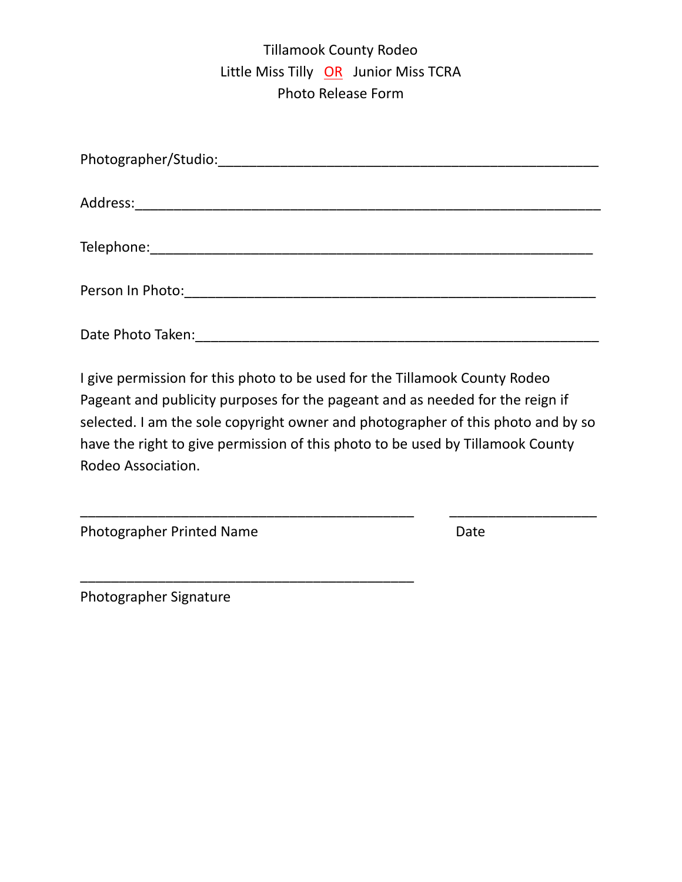# Tillamook County Rodeo
## Little Miss Tilly OR Junior Miss TCRA
## Photo Release Form

Photographer/Studio:\_\_\_\_\_\_\_\_\_\_\_\_\_\_\_\_\_\_\_\_\_\_\_\_\_\_\_\_\_\_\_\_\_\_\_\_\_\_\_\_\_\_\_\_\_\_\_\_

Address:\_\_\_\_\_\_\_\_\_\_\_\_\_\_\_\_\_\_\_\_\_\_\_\_\_\_\_\_\_\_\_\_\_\_\_\_\_\_\_\_\_\_\_\_\_\_\_\_\_\_\_\_\_\_\_\_\_\_\_

Telephone:\_\_\_\_\_\_\_\_\_\_\_\_\_\_\_\_\_\_\_\_\_\_\_\_\_\_\_\_\_\_\_\_\_\_\_\_\_\_\_\_\_\_\_\_\_\_\_\_\_\_\_\_\_\_\_\_

Person In Photo:\_\_\_\_\_\_\_\_\_\_\_\_\_\_\_\_\_\_\_\_\_\_\_\_\_\_\_\_\_\_\_\_\_\_\_\_\_\_\_\_\_\_\_\_\_\_\_\_\_\_\_\_

Date Photo Taken:\_\_\_\_\_\_\_\_\_\_\_\_\_\_\_\_\_\_\_\_\_\_\_\_\_\_\_\_\_\_\_\_\_\_\_\_\_\_\_\_\_\_\_\_\_\_\_\_\_\_\_

I give permission for this photo to be used for the Tillamook County Rodeo Pageant and publicity purposes for the pageant and as needed for the reign if selected. I am the sole copyright owner and photographer of this photo and by so have the right to give permission of this photo to be used by Tillamook County Rodeo Association.

\_\_\_\_\_\_\_\_\_\_\_\_\_\_\_\_\_\_\_\_\_\_\_\_\_\_\_\_\_\_\_\_\_\_\_\_\_\_\_\_\_\_ \_\_\_\_\_\_\_\_\_\_\_\_\_\_\_\_\_\_\_\_

Photographer Printed Name Date

\_\_\_\_\_\_\_\_\_\_\_\_\_\_\_\_\_\_\_\_\_\_\_\_\_\_\_\_\_\_\_\_\_\_\_\_\_\_\_\_\_\_

Photographer Signature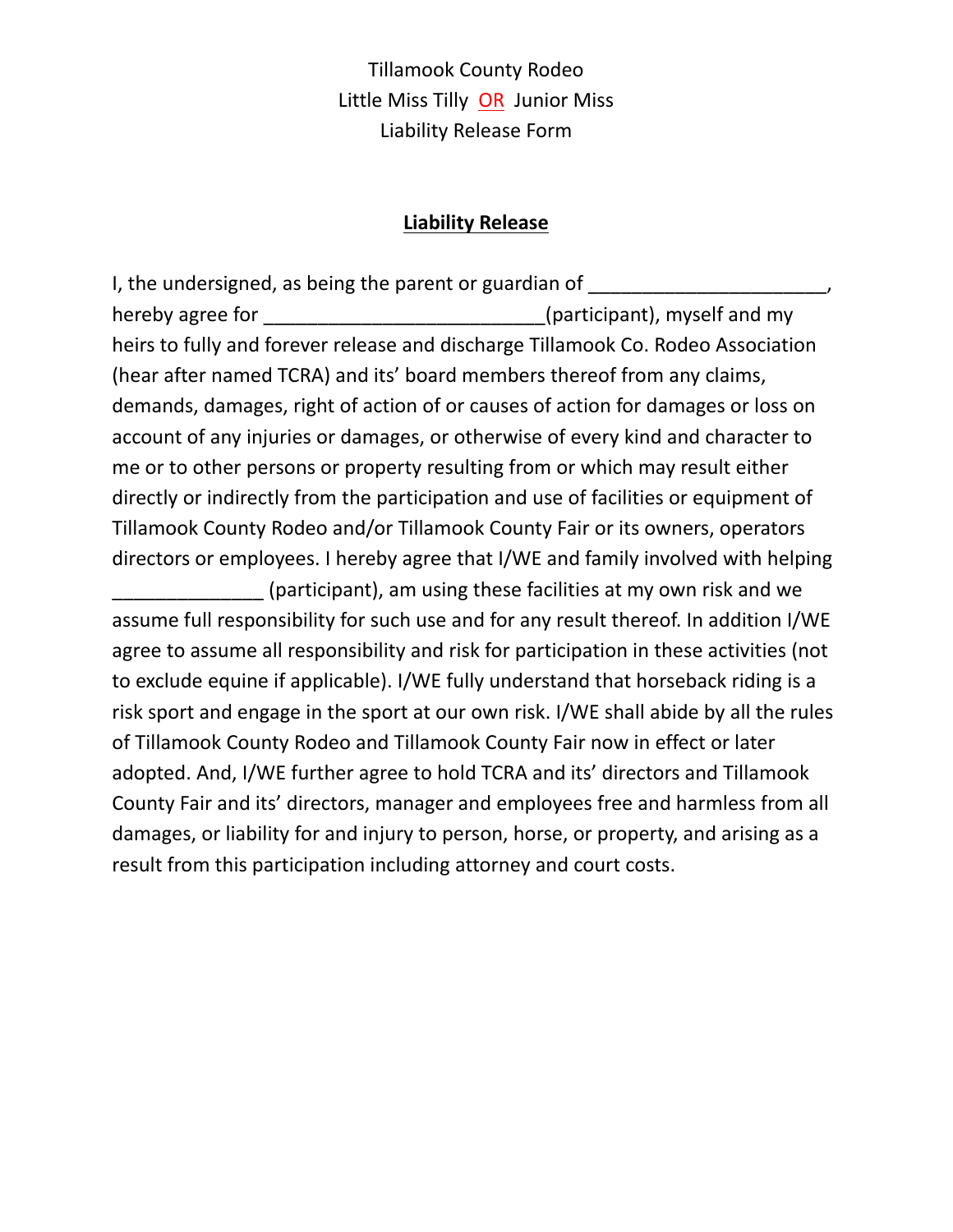Tillamook County Rodeo
Little Miss Tilly OR Junior Miss
Liability Release Form

**Liability Release**

I, the undersigned, as being the parent or guardian of ______________________, hereby agree for __________________________(participant), myself and my heirs to fully and forever release and discharge Tillamook Co. Rodeo Association (hear after named TCRA) and its' board members thereof from any claims, demands, damages, right of action of or causes of action for damages or loss on account of any injuries or damages, or otherwise of every kind and character to me or to other persons or property resulting from or which may result either directly or indirectly from the participation and use of facilities or equipment of Tillamook County Rodeo and/or Tillamook County Fair or its owners, operators directors or employees. I hereby agree that I/WE and family involved with helping ______________ (participant), am using these facilities at my own risk and we assume full responsibility for such use and for any result thereof. In addition I/WE agree to assume all responsibility and risk for participation in these activities (not to exclude equine if applicable). I/WE fully understand that horseback riding is a risk sport and engage in the sport at our own risk. I/WE shall abide by all the rules of Tillamook County Rodeo and Tillamook County Fair now in effect or later adopted. And, I/WE further agree to hold TCRA and its' directors and Tillamook County Fair and its' directors, manager and employees free and harmless from all damages, or liability for and injury to person, horse, or property, and arising as a result from this participation including attorney and court costs.